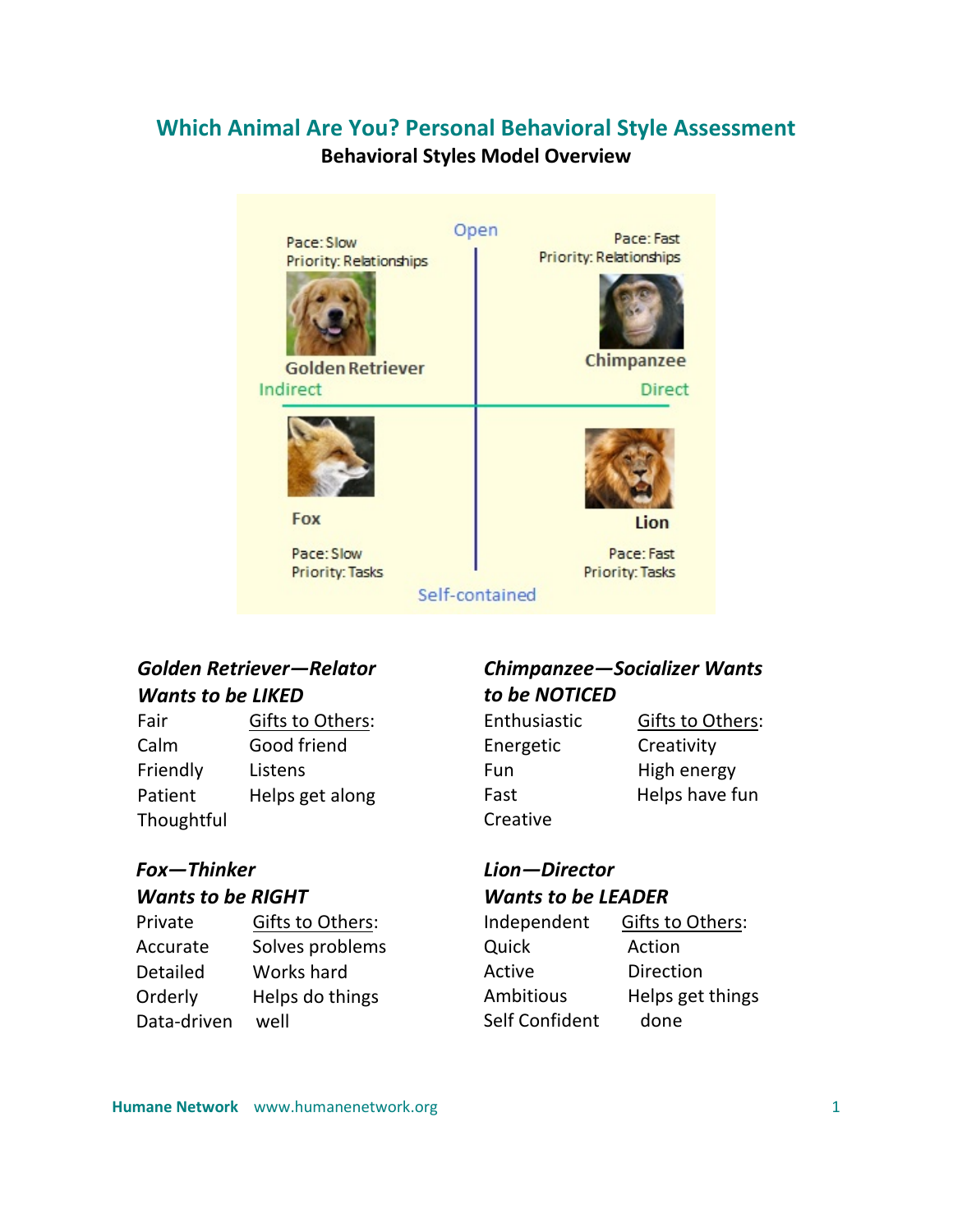# Which Animal Are You? Personal Behavioral Style Assessment

## Behavioral Styles Model Overview

Open

Pace: Slow
Priority: Relationships

Golden Retriever

Pace: Fast
Priority: Relationships

Chimpanzee

Indirect

Direct

Fox

Pace: Slow
Priority: Tasks

Lion

Pace: Fast
Priority: Tasks

Self-contained

### *Golden Retriever—Relator Wants to be LIKED*

| | Gifts to Others: |
|---|---|
| Fair | Good friend |
| Calm | Listens |
| Friendly | Helps get along |
| Patient | |
| Thoughtful | |

### *Chimpanzee—Socializer Wants to be NOTICED*

| | Gifts to Others: |
|---|---|
| Enthusiastic | Creativity |
| Energetic | High energy |
| Fun | Helps have fun |
| Fast | |
| Creative | |

### *Fox—Thinker Wants to be RIGHT*

| | Gifts to Others: |
|---|---|
| Private | Solves problems |
| Accurate | Works hard |
| Detailed | Helps do things well |
| Orderly | |
| Data-driven | |

### *Lion—Director Wants to be LEADER*

| | Gifts to Others: |
|---|---|
| Independent | Action |
| Quick | Direction |
| Active | Helps get things done |
| Ambitious | |
| Self Confident | |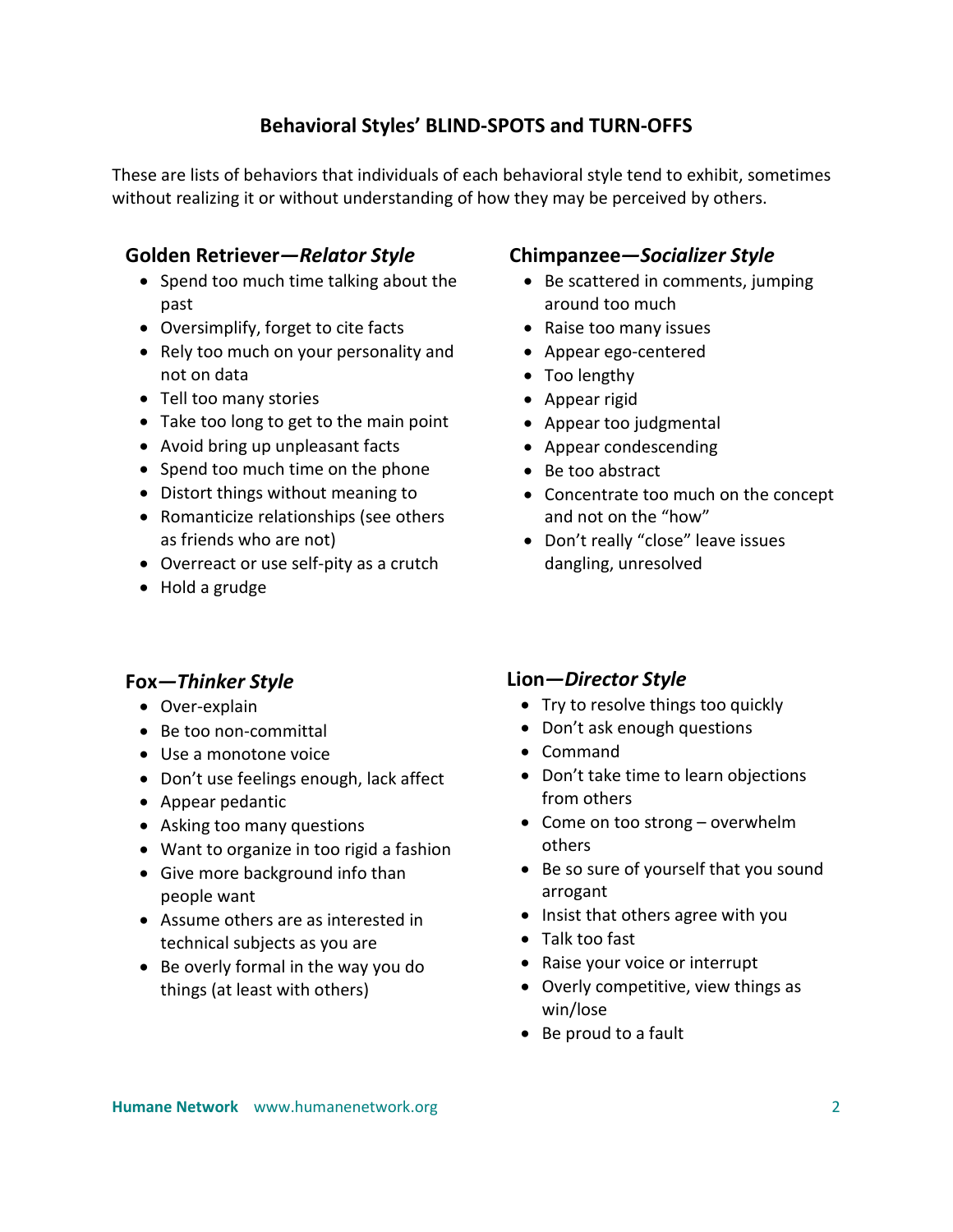## Behavioral Styles' BLIND-SPOTS and TURN-OFFS

These are lists of behaviors that individuals of each behavioral style tend to exhibit, sometimes without realizing it or without understanding of how they may be perceived by others.

### Golden Retriever—*Relator Style*

- Spend too much time talking about the past
- Oversimplify, forget to cite facts
- Rely too much on your personality and not on data
- Tell too many stories
- Take too long to get to the main point
- Avoid bring up unpleasant facts
- Spend too much time on the phone
- Distort things without meaning to
- Romanticize relationships (see others as friends who are not)
- Overreact or use self-pity as a crutch
- Hold a grudge

### Chimpanzee—*Socializer Style*

- Be scattered in comments, jumping around too much
- Raise too many issues
- Appear ego-centered
- Too lengthy
- Appear rigid
- Appear too judgmental
- Appear condescending
- Be too abstract
- Concentrate too much on the concept and not on the "how"
- Don't really "close" leave issues dangling, unresolved

### Fox—*Thinker Style*

- Over-explain
- Be too non-committal
- Use a monotone voice
- Don't use feelings enough, lack affect
- Appear pedantic
- Asking too many questions
- Want to organize in too rigid a fashion
- Give more background info than people want
- Assume others are as interested in technical subjects as you are
- Be overly formal in the way you do things (at least with others)

### Lion—*Director Style*

- Try to resolve things too quickly
- Don't ask enough questions
- Command
- Don't take time to learn objections from others
- Come on too strong – overwhelm others
- Be so sure of yourself that you sound arrogant
- Insist that others agree with you
- Talk too fast
- Raise your voice or interrupt
- Overly competitive, view things as win/lose
- Be proud to a fault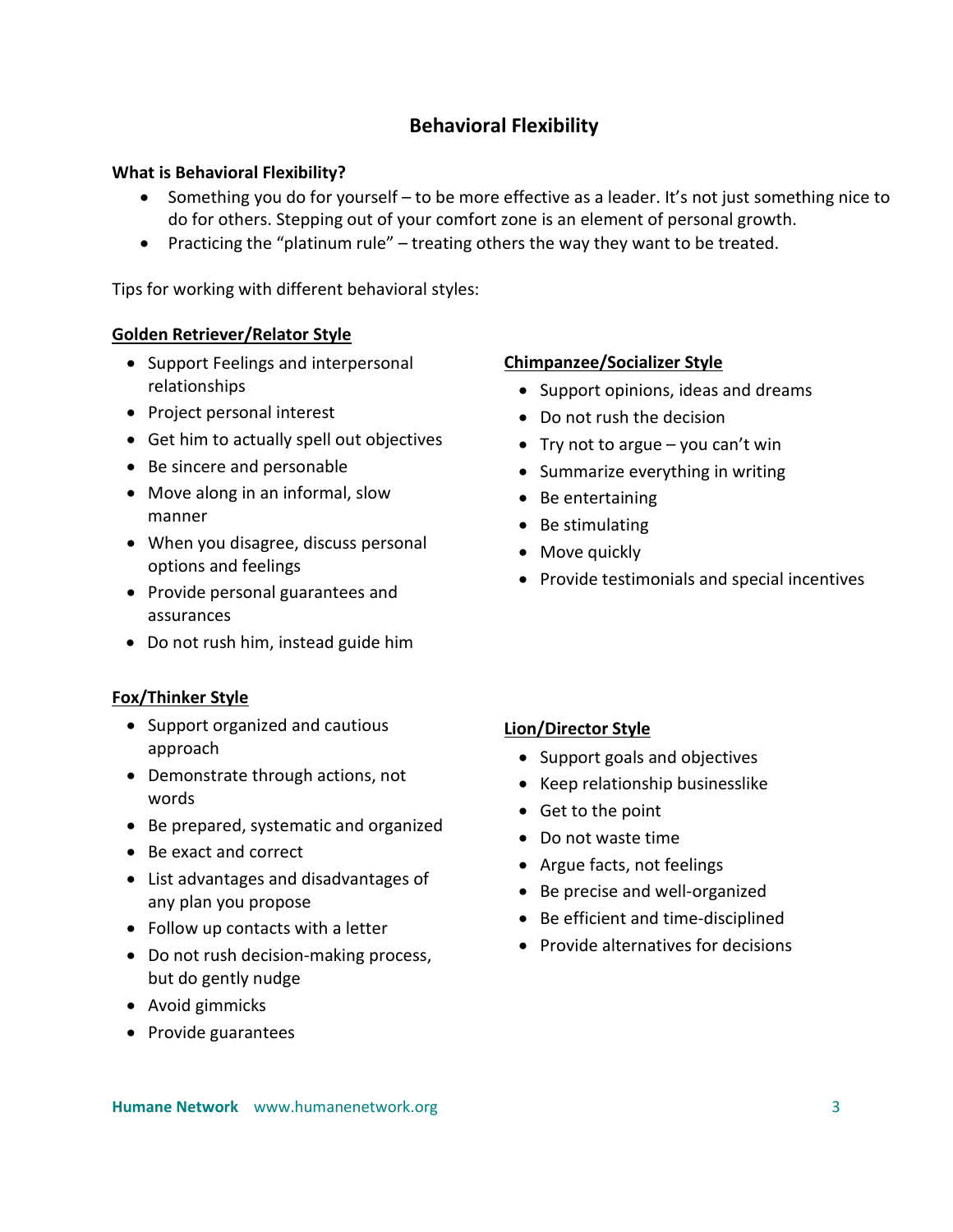# Behavioral Flexibility

**What is Behavioral Flexibility?**

- Something you do for yourself – to be more effective as a leader. It's not just something nice to do for others. Stepping out of your comfort zone is an element of personal growth.
- Practicing the "platinum rule" – treating others the way they want to be treated.

Tips for working with different behavioral styles:

**Golden Retriever/Relator Style**

- Support Feelings and interpersonal relationships
- Project personal interest
- Get him to actually spell out objectives
- Be sincere and personable
- Move along in an informal, slow manner
- When you disagree, discuss personal options and feelings
- Provide personal guarantees and assurances
- Do not rush him, instead guide him

**Chimpanzee/Socializer Style**

- Support opinions, ideas and dreams
- Do not rush the decision
- Try not to argue – you can't win
- Summarize everything in writing
- Be entertaining
- Be stimulating
- Move quickly
- Provide testimonials and special incentives

**Fox/Thinker Style**

- Support organized and cautious approach
- Demonstrate through actions, not words
- Be prepared, systematic and organized
- Be exact and correct
- List advantages and disadvantages of any plan you propose
- Follow up contacts with a letter
- Do not rush decision-making process, but do gently nudge
- Avoid gimmicks
- Provide guarantees

**Lion/Director Style**

- Support goals and objectives
- Keep relationship businesslike
- Get to the point
- Do not waste time
- Argue facts, not feelings
- Be precise and well-organized
- Be efficient and time-disciplined
- Provide alternatives for decisions